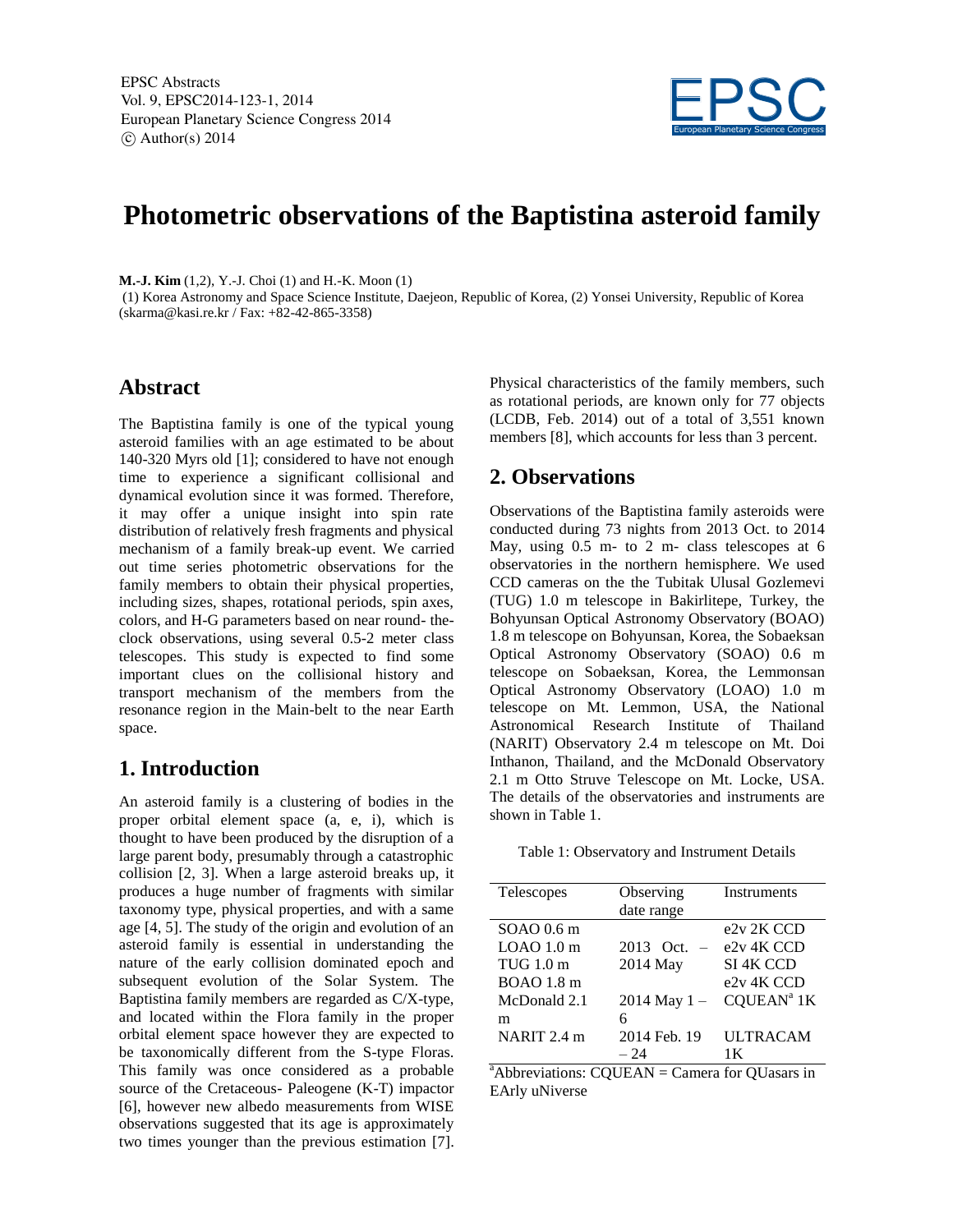EPSC Abstracts
Vol. 9, EPSC2014-123-1, 2014
European Planetary Science Congress 2014
© Author(s) 2014

# Photometric observations of the Baptistina asteroid family

**M.-J. Kim** (1,2), Y.-J. Choi (1) and H.-K. Moon (1)
(1) Korea Astronomy and Space Science Institute, Daejeon, Republic of Korea, (2) Yonsei University, Republic of Korea (skarma@kasi.re.kr / Fax: +82-42-865-3358)

## Abstract

The Baptistina family is one of the typical young asteroid families with an age estimated to be about 140-320 Myrs old [1]; considered to have not enough time to experience a significant collisional and dynamical evolution since it was formed. Therefore, it may offer a unique insight into spin rate distribution of relatively fresh fragments and physical mechanism of a family break-up event. We carried out time series photometric observations for the family members to obtain their physical properties, including sizes, shapes, rotational periods, spin axes, colors, and H-G parameters based on near round- the-clock observations, using several 0.5-2 meter class telescopes. This study is expected to find some important clues on the collisional history and transport mechanism of the members from the resonance region in the Main-belt to the near Earth space.

## 1. Introduction

An asteroid family is a clustering of bodies in the proper orbital element space (a, e, i), which is thought to have been produced by the disruption of a large parent body, presumably through a catastrophic collision [2, 3]. When a large asteroid breaks up, it produces a huge number of fragments with similar taxonomy type, physical properties, and with a same age [4, 5]. The study of the origin and evolution of an asteroid family is essential in understanding the nature of the early collision dominated epoch and subsequent evolution of the Solar System. The Baptistina family members are regarded as C/X-type, and located within the Flora family in the proper orbital element space however they are expected to be taxonomically different from the S-type Floras. This family was once considered as a probable source of the Cretaceous- Paleogene (K-T) impactor [6], however new albedo measurements from WISE observations suggested that its age is approximately two times younger than the previous estimation [7]. Physical characteristics of the family members, such as rotational periods, are known only for 77 objects (LCDB, Feb. 2014) out of a total of 3,551 known members [8], which accounts for less than 3 percent.

## 2. Observations

Observations of the Baptistina family asteroids were conducted during 73 nights from 2013 Oct. to 2014 May, using 0.5 m- to 2 m- class telescopes at 6 observatories in the northern hemisphere. We used CCD cameras on the the Tubitak Ulusal Gozlemevi (TUG) 1.0 m telescope in Bakirlitepe, Turkey, the Bohyunsan Optical Astronomy Observatory (BOAO) 1.8 m telescope on Bohyunsan, Korea, the Sobaeksan Optical Astronomy Observatory (SOAO) 0.6 m telescope on Sobaeksan, Korea, the Lemmonsan Optical Astronomy Observatory (LOAO) 1.0 m telescope on Mt. Lemmon, USA, the National Astronomical Research Institute of Thailand (NARIT) Observatory 2.4 m telescope on Mt. Doi Inthanon, Thailand, and the McDonald Observatory 2.1 m Otto Struve Telescope on Mt. Locke, USA. The details of the observatories and instruments are shown in Table 1.

Table 1: Observatory and Instrument Details

| Telescopes | Observing date range | Instruments |
|---|---|---|
| SOAO 0.6 m | 2013 Oct. – 2014 May | e2v 2K CCD |
| LOAO 1.0 m | | e2v 4K CCD |
| TUG 1.0 m | | SI 4K CCD |
| BOAO 1.8 m | | e2v 4K CCD |
| McDonald 2.1 m | 2014 May 1 – 6 | CQUEAN[a] 1K |
| NARIT 2.4 m | 2014 Feb. 19 – 24 | ULTRACAM 1K |

[a]Abbreviations: CQUEAN = Camera for QUasars in EArly uNiverse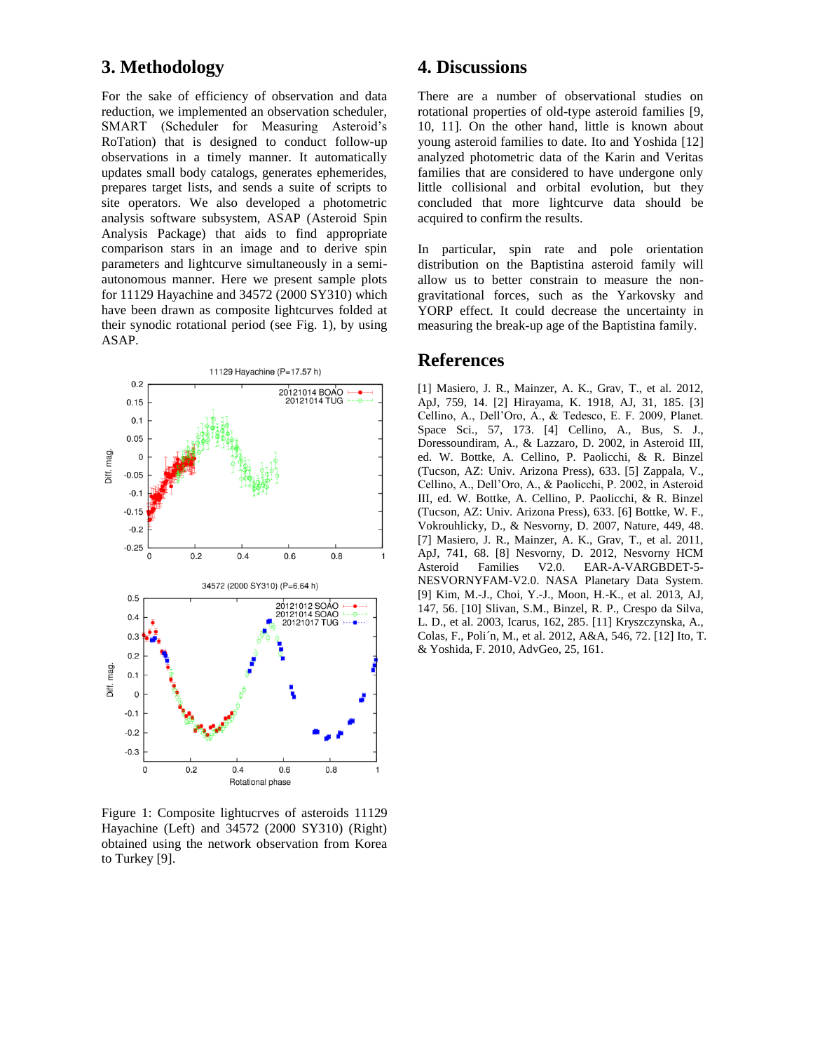## 3. Methodology

For the sake of efficiency of observation and data reduction, we implemented an observation scheduler, SMART (Scheduler for Measuring Asteroid's RoTation) that is designed to conduct follow-up observations in a timely manner. It automatically updates small body catalogs, generates ephemerides, prepares target lists, and sends a suite of scripts to site operators. We also developed a photometric analysis software subsystem, ASAP (Asteroid Spin Analysis Package) that aids to find appropriate comparison stars in an image and to derive spin parameters and lightcurve simultaneously in a semi-autonomous manner. Here we present sample plots for 11129 Hayachine and 34572 (2000 SY310) which have been drawn as composite lightcurves folded at their synodic rotational period (see Fig. 1), by using ASAP.

11129 Hayachine (P=17.57 h)

20121014 BOAO
20121014 TUG

Diff. mag.

0.2
0.15
0.1
0.05
0
-0.05
-0.1
-0.15
-0.2
-0.25

0
0.2
0.4
0.6
0.8
1

34572 (2000 SY310) (P=6.64 h)

20121012 SOAO
20121014 SOAO
20121017 TUG

Diff. mag.

0.5
0.4
0.3
0.2
0.1
0
-0.1
-0.2
-0.3

0
0.2
0.4
0.6
0.8
1

Rotational phase

Figure 1: Composite lightucrves of asteroids 11129 Hayachine (Left) and 34572 (2000 SY310) (Right) obtained using the network observation from Korea to Turkey [9].

## 4. Discussions

There are a number of observational studies on rotational properties of old-type asteroid families [9, 10, 11]. On the other hand, little is known about young asteroid families to date. Ito and Yoshida [12] analyzed photometric data of the Karin and Veritas families that are considered to have undergone only little collisional and orbital evolution, but they concluded that more lightcurve data should be acquired to confirm the results.

In particular, spin rate and pole orientation distribution on the Baptistina asteroid family will allow us to better constrain to measure the non-gravitational forces, such as the Yarkovsky and YORP effect. It could decrease the uncertainty in measuring the break-up age of the Baptistina family.

## References

[1] Masiero, J. R., Mainzer, A. K., Grav, T., et al. 2012, ApJ, 759, 14. [2] Hirayama, K. 1918, AJ, 31, 185. [3] Cellino, A., Dell'Oro, A., & Tedesco, E. F. 2009, Planet. Space Sci., 57, 173. [4] Cellino, A., Bus, S. J., Doressoundiram, A., & Lazzaro, D. 2002, in Asteroid III, ed. W. Bottke, A. Cellino, P. Paolicchi, & R. Binzel (Tucson, AZ: Univ. Arizona Press), 633. [5] Zappala, V., Cellino, A., Dell'Oro, A., & Paolicchi, P. 2002, in Asteroid III, ed. W. Bottke, A. Cellino, P. Paolicchi, & R. Binzel (Tucson, AZ: Univ. Arizona Press), 633. [6] Bottke, W. F., Vokrouhlicky, D., & Nesvorny, D. 2007, Nature, 449, 48. [7] Masiero, J. R., Mainzer, A. K., Grav, T., et al. 2011, ApJ, 741, 68. [8] Nesvorny, D. 2012, Nesvorny HCM Asteroid Families V2.0. EAR-A-VARGBDET-5-NESVORNYFAM-V2.0. NASA Planetary Data System. [9] Kim, M.-J., Choi, Y.-J., Moon, H.-K., et al. 2013, AJ, 147, 56. [10] Slivan, S.M., Binzel, R. P., Crespo da Silva, L. D., et al. 2003, Icarus, 162, 285. [11] Kryszczynska, A., Colas, F., Poli´n, M., et al. 2012, A&A, 546, 72. [12] Ito, T. & Yoshida, F. 2010, AdvGeo, 25, 161.